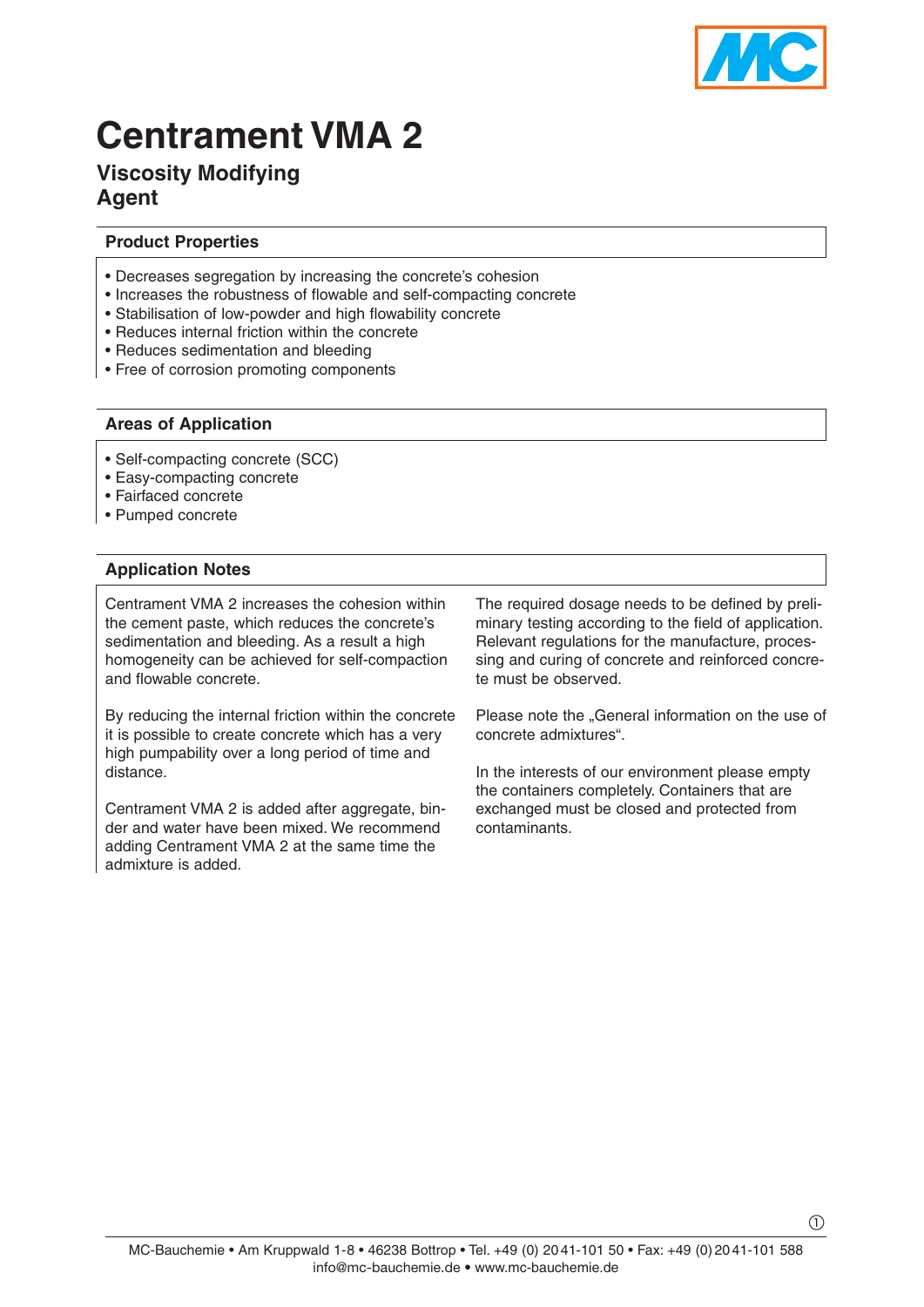# Centrament VMA 2

## Viscosity Modifying Agent

### Product Properties

- Decreases segregation by increasing the concrete's cohesion
- Increases the robustness of flowable and self-compacting concrete
- Stabilisation of low-powder and high flowability concrete
- Reduces internal friction within the concrete
- Reduces sedimentation and bleeding
- Free of corrosion promoting components

### Areas of Application

- Self-compacting concrete (SCC)
- Easy-compacting concrete
- Fairfaced concrete
- Pumped concrete

### Application Notes

Centrament VMA 2 increases the cohesion within the cement paste, which reduces the concrete's sedimentation and bleeding. As a result a high homogeneity can be achieved for self-compaction and flowable concrete.

By reducing the internal friction within the concrete it is possible to create concrete which has a very high pumpability over a long period of time and distance.

Centrament VMA 2 is added after aggregate, binder and water have been mixed. We recommend adding Centrament VMA 2 at the same time the admixture is added.

The required dosage needs to be defined by preliminary testing according to the field of application. Relevant regulations for the manufacture, processing and curing of concrete and reinforced concrete must be observed.

Please note the „General information on the use of concrete admixtures".

In the interests of our environment please empty the containers completely. Containers that are exchanged must be closed and protected from contaminants.

MC-Bauchemie • Am Kruppwald 1-8 • 46238 Bottrop • Tel. +49 (0) 2041-101 50 • Fax: +49 (0) 2041-101 588
info@mc-bauchemie.de • www.mc-bauchemie.de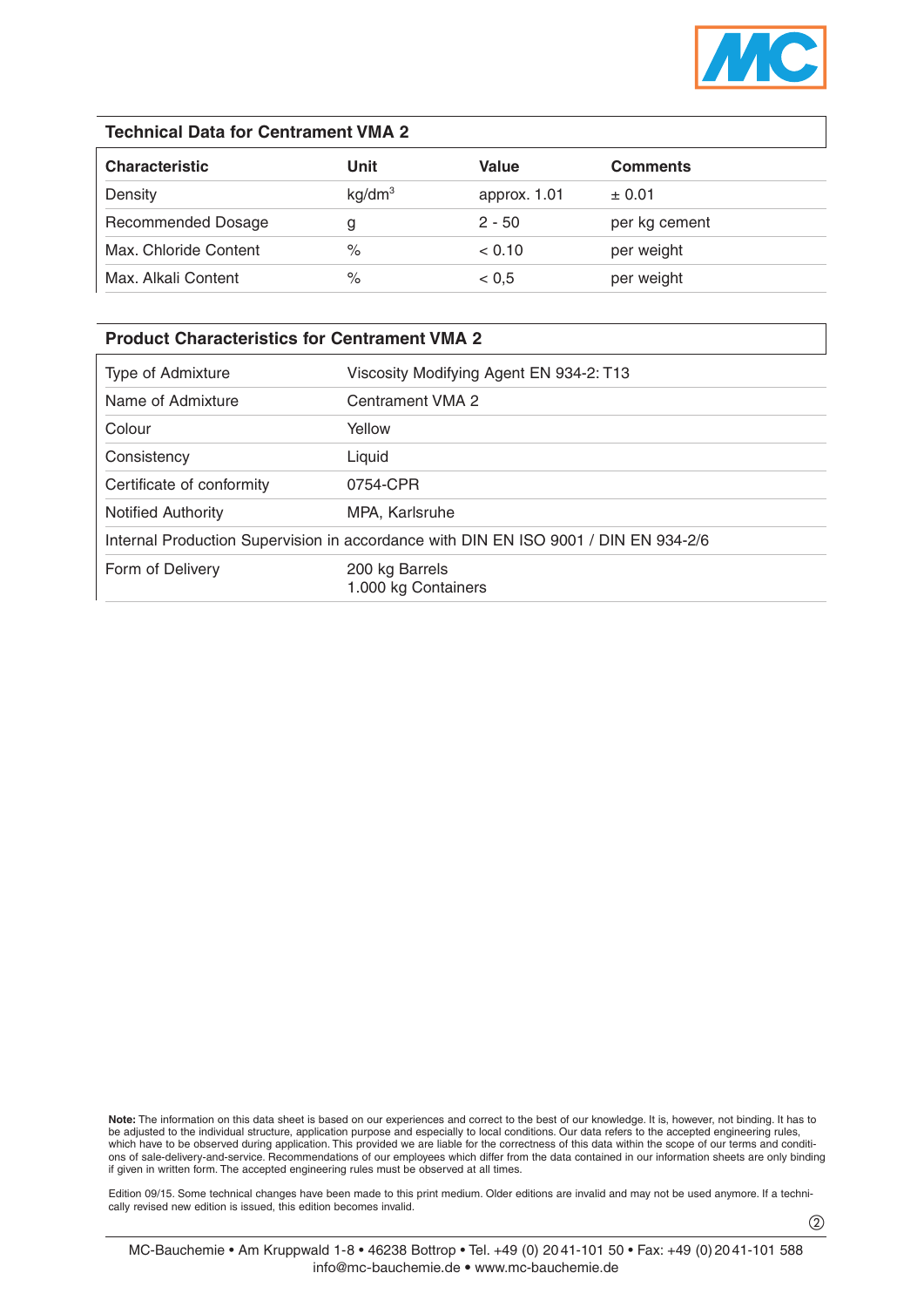## Technical Data for Centrament VMA 2

| Characteristic | Unit | Value | Comments |
|---|---|---|---|
| Density | $kg/dm^3$ | approx. 1.01 | ± 0.01 |
| Recommended Dosage | g | 2 - 50 | per kg cement |
| Max. Chloride Content | % | < 0.10 | per weight |
| Max. Alkali Content | % | < 0,5 | per weight |

## Product Characteristics for Centrament VMA 2

| | |
|---|---|
| Type of Admixture | Viscosity Modifying Agent EN 934-2: T13 |
| Name of Admixture | Centrament VMA 2 |
| Colour | Yellow |
| Consistency | Liquid |
| Certificate of conformity | 0754-CPR |
| Notified Authority | MPA, Karlsruhe |
| Internal Production Supervision in accordance with DIN EN ISO 9001 / DIN EN 934-2/6 | |
| Form of Delivery | 200 kg Barrels<br>1.000 kg Containers |

**Note:** The information on this data sheet is based on our experiences and correct to the best of our knowledge. It is, however, not binding. It has to be adjusted to the individual structure, application purpose and especially to local conditions. Our data refers to the accepted engineering rules, which have to be observed during application. This provided we are liable for the correctness of this data within the scope of our terms and conditions of sale-delivery-and-service. Recommendations of our employees which differ from the data contained in our information sheets are only binding if given in written form. The accepted engineering rules must be observed at all times.

Edition 09/15. Some technical changes have been made to this print medium. Older editions are invalid and may not be used anymore. If a technically revised new edition is issued, this edition becomes invalid.

MC-Bauchemie • Am Kruppwald 1-8 • 46238 Bottrop • Tel. +49 (0) 2041-101 50 • Fax: +49 (0) 2041-101 588
info@mc-bauchemie.de • www.mc-bauchemie.de